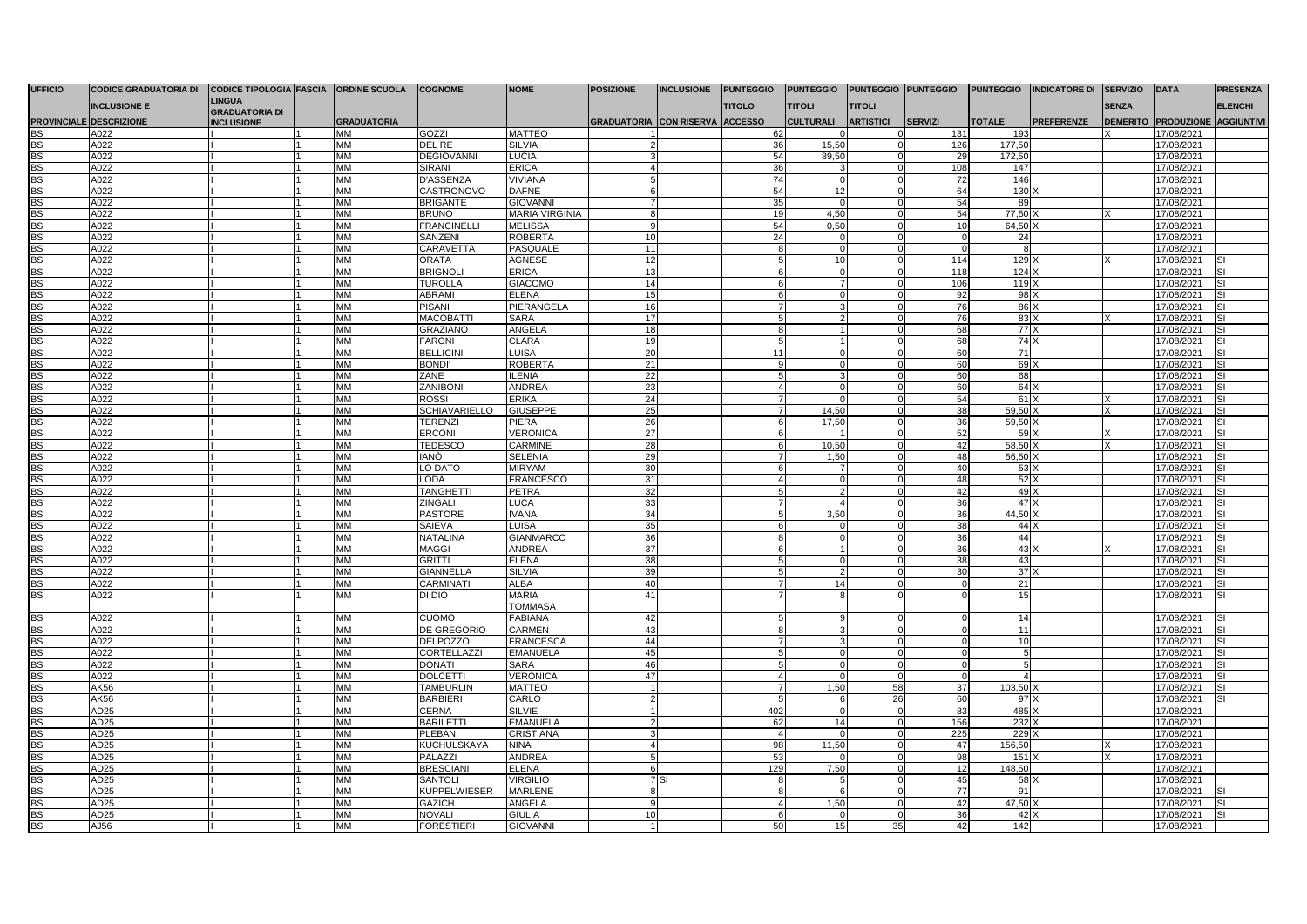| UFFICIO PROVINCIALE | CODICE GRADUATORIA DI INCLUSIONE E DESCRIZIONE | CODICE TIPOLOGIA LINGUA GRADUATORIA DI INCLUSIONE | FASCIA | ORDINE SCUOLA GRADUATORIA | COGNOME | NOME | POSIZIONE GRADUATORIA | INCLUSIONE CON RISERVA | PUNTEGGIO TITOLO ACCESSO | PUNTEGGIO TITOLI CULTURALI | PUNTEGGIO TITOLI ARTISTICI | PUNTEGGIO SERVIZI | PUNTEGGIO TOTALE | INDICATORE DI PREFERENZE | SERVIZIO SENZA DEMERITO | DATA PRODUZIONE | PRESENZA ELENCHI AGGIUNTIVI |
|---|---|---|---|---|---|---|---|---|---|---|---|---|---|---|---|---|---|
| BS | A022 | I | 1 | MM | GOZZI | MATTEO | 1 | | 62 | 0 | 0 | 131 | 193 | | X | 17/08/2021 | |
| BS | A022 | I | 1 | MM | DEL RE | SILVIA | 2 | | 36 | 15,50 | 0 | 126 | 177,50 | | | 17/08/2021 | |
| BS | A022 | I | 1 | MM | DEGIOVANNI | LUCIA | 3 | | 54 | 89,50 | 0 | 29 | 172,50 | | | 17/08/2021 | |
| BS | A022 | I | 1 | MM | SIRANI | ERICA | 4 | | 36 | 3 | 0 | 108 | 147 | | | 17/08/2021 | |
| BS | A022 | I | 1 | MM | D'ASSENZA | VIVIANA | 5 | | 74 | 0 | 0 | 72 | 146 | | | 17/08/2021 | |
| BS | A022 | I | 1 | MM | CASTRONOVO | DAFNE | 6 | | 54 | 12 | 0 | 64 | 130 | X | | 17/08/2021 | |
| BS | A022 | I | 1 | MM | BRIGANTE | GIOVANNI | 7 | | 35 | 0 | 0 | 54 | 89 | | | 17/08/2021 | |
| BS | A022 | I | 1 | MM | BRUNO | MARIA VIRGINIA | 8 | | 19 | 4,50 | 0 | 54 | 77,50 | X | X | 17/08/2021 | |
| BS | A022 | I | 1 | MM | FRANCINELLI | MELISSA | 9 | | 54 | 0,50 | 0 | 10 | 64,50 | X | | 17/08/2021 | |
| BS | A022 | I | 1 | MM | SANZENI | ROBERTA | 10 | | 24 | 0 | 0 | 0 | 24 | | | 17/08/2021 | |
| BS | A022 | I | 1 | MM | CARAVETTA | PASQUALE | 11 | | 8 | 0 | 0 | 0 | 8 | | | 17/08/2021 | |
| BS | A022 | I | 1 | MM | ORATA | AGNESE | 12 | | 5 | 10 | 0 | 114 | 129 | X | X | 17/08/2021 | SI |
| BS | A022 | I | 1 | MM | BRIGNOLI | ERICA | 13 | | 6 | 0 | 0 | 118 | 124 | X | | 17/08/2021 | SI |
| BS | A022 | I | 1 | MM | TUROLLA | GIACOMO | 14 | | 6 | 7 | 0 | 106 | 119 | X | | 17/08/2021 | SI |
| BS | A022 | I | 1 | MM | ABRAMI | ELENA | 15 | | 6 | 0 | 0 | 92 | 98 | X | | 17/08/2021 | SI |
| BS | A022 | I | 1 | MM | PISANI | PIERANGELA | 16 | | 7 | 3 | 0 | 76 | 86 | X | | 17/08/2021 | SI |
| BS | A022 | I | 1 | MM | MACOBATTI | SARA | 17 | | 5 | 2 | 0 | 76 | 83 | X | X | 17/08/2021 | SI |
| BS | A022 | I | 1 | MM | GRAZIANO | ANGELA | 18 | | 8 | 1 | 0 | 68 | 77 | X | | 17/08/2021 | SI |
| BS | A022 | I | 1 | MM | FARONI | CLARA | 19 | | 5 | 1 | 0 | 68 | 74 | X | | 17/08/2021 | SI |
| BS | A022 | I | 1 | MM | BELLICINI | LUISA | 20 | | 11 | 0 | 0 | 60 | 71 | | | 17/08/2021 | SI |
| BS | A022 | I | 1 | MM | BONDI' | ROBERTA | 21 | | 9 | 0 | 0 | 60 | 69 | X | | 17/08/2021 | SI |
| BS | A022 | I | 1 | MM | ZANE | ILENIA | 22 | | 5 | 3 | 0 | 60 | 68 | | | 17/08/2021 | SI |
| BS | A022 | I | 1 | MM | ZANIBONI | ANDREA | 23 | | 4 | 0 | 0 | 60 | 64 | X | | 17/08/2021 | SI |
| BS | A022 | I | 1 | MM | ROSSI | ERIKA | 24 | | 7 | 0 | 0 | 54 | 61 | X | X | 17/08/2021 | SI |
| BS | A022 | I | 1 | MM | SCHIAVARIELLO | GIUSEPPE | 25 | | 7 | 14,50 | 0 | 38 | 59,50 | X | X | 17/08/2021 | SI |
| BS | A022 | I | 1 | MM | TERENZI | PIERA | 26 | | 6 | 17,50 | 0 | 36 | 59,50 | X | | 17/08/2021 | SI |
| BS | A022 | I | 1 | MM | ERCONI | VERONICA | 27 | | 6 | 1 | 0 | 52 | 59 | X | X | 17/08/2021 | SI |
| BS | A022 | I | 1 | MM | TEDESCO | CARMINE | 28 | | 6 | 10,50 | 0 | 42 | 58,50 | X | X | 17/08/2021 | SI |
| BS | A022 | I | 1 | MM | IANÒ | SELENIA | 29 | | 7 | 1,50 | 0 | 48 | 56,50 | X | | 17/08/2021 | SI |
| BS | A022 | I | 1 | MM | LO DATO | MIRYAM | 30 | | 6 | 7 | 0 | 40 | 53 | X | | 17/08/2021 | SI |
| BS | A022 | I | 1 | MM | LODA | FRANCESCO | 31 | | 4 | 0 | 0 | 48 | 52 | X | | 17/08/2021 | SI |
| BS | A022 | I | 1 | MM | TANGHETTI | PETRA | 32 | | 5 | 2 | 0 | 42 | 49 | X | | 17/08/2021 | SI |
| BS | A022 | I | 1 | MM | ZINGALI | LUCA | 33 | | 7 | 4 | 0 | 36 | 47 | X | | 17/08/2021 | SI |
| BS | A022 | I | 1 | MM | PASTORE | IVANA | 34 | | 5 | 3,50 | 0 | 36 | 44,50 | X | | 17/08/2021 | SI |
| BS | A022 | I | 1 | MM | SAIEVA | LUISA | 35 | | 6 | 0 | 0 | 38 | 44 | X | | 17/08/2021 | SI |
| BS | A022 | I | 1 | MM | NATALINA | GIANMARCO | 36 | | 8 | 0 | 0 | 36 | 44 | | | 17/08/2021 | SI |
| BS | A022 | I | 1 | MM | MAGGI | ANDREA | 37 | | 6 | 1 | 0 | 36 | 43 | X | X | 17/08/2021 | SI |
| BS | A022 | I | 1 | MM | GRITTI | ELENA | 38 | | 5 | 0 | 0 | 38 | 43 | | | 17/08/2021 | SI |
| BS | A022 | I | 1 | MM | GIANNELLA | SILVIA | 39 | | 5 | 2 | 0 | 30 | 37 | X | | 17/08/2021 | SI |
| BS | A022 | I | 1 | MM | CARMINATI | ALBA | 40 | | 7 | 14 | 0 | 0 | 21 | | | 17/08/2021 | SI |
| BS | A022 | I | 1 | MM | DI DIO | MARIA TOMMASA | 41 | | 7 | 8 | 0 | 0 | 15 | | | 17/08/2021 | SI |
| BS | A022 | I | 1 | MM | CUOMO | FABIANA | 42 | | 5 | 9 | 0 | 0 | 14 | | | 17/08/2021 | SI |
| BS | A022 | I | 1 | MM | DE GREGORIO | CARMEN | 43 | | 8 | 3 | 0 | 0 | 11 | | | 17/08/2021 | SI |
| BS | A022 | I | 1 | MM | DELPOZZO | FRANCESCA | 44 | | 7 | 3 | 0 | 0 | 10 | | | 17/08/2021 | SI |
| BS | A022 | I | 1 | MM | CORTELLAZZI | EMANUELA | 45 | | 5 | 0 | 0 | 0 | 5 | | | 17/08/2021 | SI |
| BS | A022 | I | 1 | MM | DONATI | SARA | 46 | | 5 | 0 | 0 | 0 | 5 | | | 17/08/2021 | SI |
| BS | A022 | I | 1 | MM | DOLCETTI | VERONICA | 47 | | 4 | 0 | 0 | 0 | 4 | | | 17/08/2021 | SI |
| BS | AK56 | I | 1 | MM | TAMBURLIN | MATTEO | 1 | | 7 | 1,50 | 58 | 37 | 103,50 | X | | 17/08/2021 | SI |
| BS | AK56 | I | 1 | MM | BARBIERI | CARLO | 2 | | 5 | 6 | 26 | 60 | 97 | X | | 17/08/2021 | SI |
| BS | AD25 | I | 1 | MM | CERNA | SILVIE | 1 | | 402 | 0 | 0 | 83 | 485 | X | | 17/08/2021 | |
| BS | AD25 | I | 1 | MM | BARILETTI | EMANUELA | 2 | | 62 | 14 | 0 | 156 | 232 | X | | 17/08/2021 | |
| BS | AD25 | I | 1 | MM | PLEBANI | CRISTIANA | 3 | | 4 | 0 | 0 | 225 | 229 | X | | 17/08/2021 | |
| BS | AD25 | I | 1 | MM | KUCHULSKAYA | NINA | 4 | | 98 | 11,50 | 0 | 47 | 156,50 | | X | 17/08/2021 | |
| BS | AD25 | I | 1 | MM | PALAZZI | ANDREA | 5 | | 53 | 0 | 0 | 98 | 151 | X | X | 17/08/2021 | |
| BS | AD25 | I | 1 | MM | BRESCIANI | ELENA | 6 | | 129 | 7,50 | 0 | 12 | 148,50 | | | 17/08/2021 | |
| BS | AD25 | I | 1 | MM | SANTOLI | VIRGILIO | 7 | SI | 8 | 5 | 0 | 45 | 58 | X | | 17/08/2021 | |
| BS | AD25 | I | 1 | MM | KUPPELWIESER | MARLENE | 8 | | 8 | 6 | 0 | 77 | 91 | | | 17/08/2021 | SI |
| BS | AD25 | I | 1 | MM | GAZICH | ANGELA | 9 | | 4 | 1,50 | 0 | 42 | 47,50 | X | | 17/08/2021 | SI |
| BS | AD25 | I | 1 | MM | NOVALI | GIULIA | 10 | | 6 | 0 | 0 | 36 | 42 | X | | 17/08/2021 | SI |
| BS | AJ56 | I | 1 | MM | FORESTIERI | GIOVANNI | 1 | | 50 | 15 | 35 | 42 | 142 | | | 17/08/2021 | |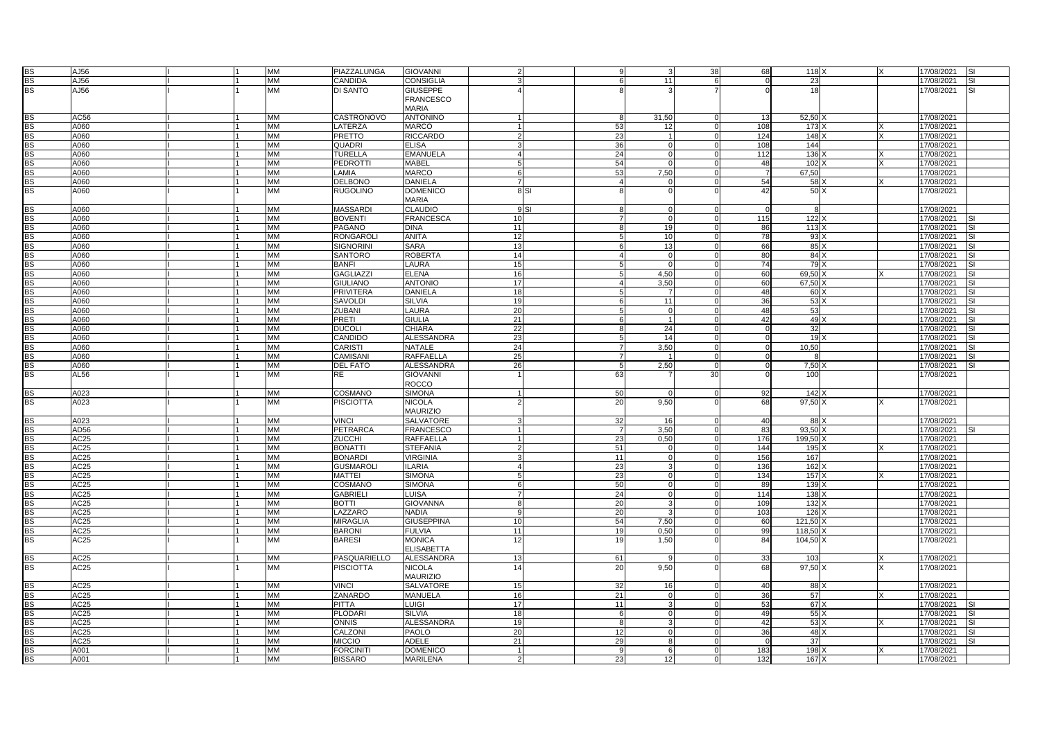| | | | | | | | | | | | | | | | | | |
|---|---|---|---|---|---|---|---|---|---|---|---|---|---|---|---|---|---|
| BS | AJ56 | I | 1 | MM | PIAZZALUNGA | GIOVANNI | 2 | | 9 | 3 | 38 | 68 | 118 | X | X | 17/08/2021 | SI |
| BS | AJ56 | I | 1 | MM | CANDIDA | CONSIGLIA | 3 | | 6 | 11 | 6 | 0 | 23 | | | 17/08/2021 | SI |
| BS | AJ56 | I | 1 | MM | DI SANTO | GIUSEPPE FRANCESCO MARIA | 4 | | 8 | 3 | 7 | 0 | 18 | | | 17/08/2021 | SI |
| BS | AC56 | I | 1 | MM | CASTRONOVO | ANTONINO | 1 | | 8 | 31,50 | 0 | 13 | 52,50 | X | | 17/08/2021 | |
| BS | A060 | I | 1 | MM | LATERZA | MARCO | 1 | | 53 | 12 | 0 | 108 | 173 | X | X | 17/08/2021 | |
| BS | A060 | I | 1 | MM | PRETTO | RICCARDO | 2 | | 23 | 1 | 0 | 124 | 148 | X | X | 17/08/2021 | |
| BS | A060 | I | 1 | MM | QUADRI | ELISA | 3 | | 36 | 0 | 0 | 108 | 144 | | | 17/08/2021 | |
| BS | A060 | I | 1 | MM | TURELLA | EMANUELA | 4 | | 24 | 0 | 0 | 112 | 136 | X | X | 17/08/2021 | |
| BS | A060 | I | 1 | MM | PEDROTTI | MABEL | 5 | | 54 | 0 | 0 | 48 | 102 | X | X | 17/08/2021 | |
| BS | A060 | I | 1 | MM | LAMIA | MARCO | 6 | | 53 | 7,50 | 0 | 7 | 67,50 | | | 17/08/2021 | |
| BS | A060 | I | 1 | MM | DELBONO | DANIELA | 7 | | 4 | 0 | 0 | 54 | 58 | X | X | 17/08/2021 | |
| BS | A060 | I | 1 | MM | RUGOLINO | DOMENICO MARIA | 8 | SI | 8 | 0 | 0 | 42 | 50 | X | | 17/08/2021 | |
| BS | A060 | I | 1 | MM | MASSARDI | CLAUDIO | 9 | SI | 8 | 0 | 0 | 0 | 8 | | | 17/08/2021 | |
| BS | A060 | I | 1 | MM | BOVENTI | FRANCESCA | 10 | | 7 | 0 | 0 | 115 | 122 | X | | 17/08/2021 | SI |
| BS | A060 | I | 1 | MM | PAGANO | DINA | 11 | | 8 | 19 | 0 | 86 | 113 | X | | 17/08/2021 | SI |
| BS | A060 | I | 1 | MM | RONGAROLI | ANITA | 12 | | 5 | 10 | 0 | 78 | 93 | X | | 17/08/2021 | SI |
| BS | A060 | I | 1 | MM | SIGNORINI | SARA | 13 | | 6 | 13 | 0 | 66 | 85 | X | | 17/08/2021 | SI |
| BS | A060 | I | 1 | MM | SANTORO | ROBERTA | 14 | | 4 | 0 | 0 | 80 | 84 | X | | 17/08/2021 | SI |
| BS | A060 | I | 1 | MM | BANFI | LAURA | 15 | | 5 | 0 | 0 | 74 | 79 | X | | 17/08/2021 | SI |
| BS | A060 | I | 1 | MM | GAGLIAZZI | ELENA | 16 | | 5 | 4,50 | 0 | 60 | 69,50 | X | X | 17/08/2021 | SI |
| BS | A060 | I | 1 | MM | GIULIANO | ANTONIO | 17 | | 4 | 3,50 | 0 | 60 | 67,50 | X | | 17/08/2021 | SI |
| BS | A060 | I | 1 | MM | PRIVITERA | DANIELA | 18 | | 5 | 7 | 0 | 48 | 60 | X | | 17/08/2021 | SI |
| BS | A060 | I | 1 | MM | SAVOLDI | SILVIA | 19 | | 6 | 11 | 0 | 36 | 53 | X | | 17/08/2021 | SI |
| BS | A060 | I | 1 | MM | ZUBANI | LAURA | 20 | | 5 | 0 | 0 | 48 | 53 | | | 17/08/2021 | SI |
| BS | A060 | I | 1 | MM | PRETI | GIULIA | 21 | | 6 | 1 | 0 | 42 | 49 | X | | 17/08/2021 | SI |
| BS | A060 | I | 1 | MM | DUCOLI | CHIARA | 22 | | 8 | 24 | 0 | 0 | 32 | | | 17/08/2021 | SI |
| BS | A060 | I | 1 | MM | CANDIDO | ALESSANDRA | 23 | | 5 | 14 | 0 | 0 | 19 | X | | 17/08/2021 | SI |
| BS | A060 | I | 1 | MM | CARISTI | NATALE | 24 | | 7 | 3,50 | 0 | 0 | 10,50 | | | 17/08/2021 | SI |
| BS | A060 | I | 1 | MM | CAMISANI | RAFFAELLA | 25 | | 7 | 1 | 0 | 0 | 8 | | | 17/08/2021 | SI |
| BS | A060 | I | 1 | MM | DEL FATO | ALESSANDRA | 26 | | 5 | 2,50 | 0 | 0 | 7,50 | X | | 17/08/2021 | SI |
| BS | AL56 | I | 1 | MM | RE | GIOVANNI ROCCO | 1 | | 63 | 7 | 30 | 0 | 100 | | | 17/08/2021 | |
| BS | A023 | I | 1 | MM | COSMANO | SIMONA | 1 | | 50 | 0 | 0 | 92 | 142 | X | | 17/08/2021 | |
| BS | A023 | I | 1 | MM | PISCIOTTA | NICOLA MAURIZIO | 2 | | 20 | 9,50 | 0 | 68 | 97,50 | X | X | 17/08/2021 | |
| BS | A023 | I | 1 | MM | VINCI | SALVATORE | 3 | | 32 | 16 | 0 | 40 | 88 | X | | 17/08/2021 | |
| BS | AD56 | I | 1 | MM | PETRARCA | FRANCESCO | 1 | | 7 | 3,50 | 0 | 83 | 93,50 | X | | 17/08/2021 | SI |
| BS | AC25 | I | 1 | MM | ZUCCHI | RAFFAELLA | 1 | | 23 | 0,50 | 0 | 176 | 199,50 | X | | 17/08/2021 | |
| BS | AC25 | I | 1 | MM | BONATTI | STEFANIA | 2 | | 51 | 0 | 0 | 144 | 195 | X | X | 17/08/2021 | |
| BS | AC25 | I | 1 | MM | BONARDI | VIRGINIA | 3 | | 11 | 0 | 0 | 156 | 167 | | | 17/08/2021 | |
| BS | AC25 | I | 1 | MM | GUSMAROLI | ILARIA | 4 | | 23 | 3 | 0 | 136 | 162 | X | | 17/08/2021 | |
| BS | AC25 | I | 1 | MM | MATTEI | SIMONA | 5 | | 23 | 0 | 0 | 134 | 157 | X | X | 17/08/2021 | |
| BS | AC25 | I | 1 | MM | COSMANO | SIMONA | 6 | | 50 | 0 | 0 | 89 | 139 | X | | 17/08/2021 | |
| BS | AC25 | I | 1 | MM | GABRIELI | LUISA | 7 | | 24 | 0 | 0 | 114 | 138 | X | | 17/08/2021 | |
| BS | AC25 | I | 1 | MM | BOTTI | GIOVANNA | 8 | | 20 | 3 | 0 | 109 | 132 | X | | 17/08/2021 | |
| BS | AC25 | I | 1 | MM | LAZZARO | NADIA | 9 | | 20 | 3 | 0 | 103 | 126 | X | | 17/08/2021 | |
| BS | AC25 | I | 1 | MM | MIRAGLIA | GIUSEPPINA | 10 | | 54 | 7,50 | 0 | 60 | 121,50 | X | | 17/08/2021 | |
| BS | AC25 | I | 1 | MM | BARONI | FULVIA | 11 | | 19 | 0,50 | 0 | 99 | 118,50 | X | | 17/08/2021 | |
| BS | AC25 | I | 1 | MM | BARESI | MONICA ELISABETTA | 12 | | 19 | 1,50 | 0 | 84 | 104,50 | X | | 17/08/2021 | |
| BS | AC25 | I | 1 | MM | PASQUARIELLO | ALESSANDRA | 13 | | 61 | 9 | 0 | 33 | 103 | | X | 17/08/2021 | |
| BS | AC25 | I | 1 | MM | PISCIOTTA | NICOLA MAURIZIO | 14 | | 20 | 9,50 | 0 | 68 | 97,50 | X | X | 17/08/2021 | |
| BS | AC25 | I | 1 | MM | VINCI | SALVATORE | 15 | | 32 | 16 | 0 | 40 | 88 | X | | 17/08/2021 | |
| BS | AC25 | I | 1 | MM | ZANARDO | MANUELA | 16 | | 21 | 0 | 0 | 36 | 57 | | X | 17/08/2021 | |
| BS | AC25 | I | 1 | MM | PITTA | LUIGI | 17 | | 11 | 3 | 0 | 53 | 67 | X | | 17/08/2021 | SI |
| BS | AC25 | I | 1 | MM | PLODARI | SILVIA | 18 | | 6 | 0 | 0 | 49 | 55 | X | | 17/08/2021 | SI |
| BS | AC25 | I | 1 | MM | ONNIS | ALESSANDRA | 19 | | 8 | 3 | 0 | 42 | 53 | X | X | 17/08/2021 | SI |
| BS | AC25 | I | 1 | MM | CALZONI | PAOLO | 20 | | 12 | 0 | 0 | 36 | 48 | X | | 17/08/2021 | SI |
| BS | AC25 | I | 1 | MM | MICCIO | ADELE | 21 | | 29 | 8 | 0 | 0 | 37 | | | 17/08/2021 | SI |
| BS | A001 | I | 1 | MM | FORCINITI | DOMENICO | 1 | | 9 | 6 | 0 | 183 | 198 | X | X | 17/08/2021 | |
| BS | A001 | I | 1 | MM | BISSARO | MARILENA | 2 | | 23 | 12 | 0 | 132 | 167 | X | | 17/08/2021 | |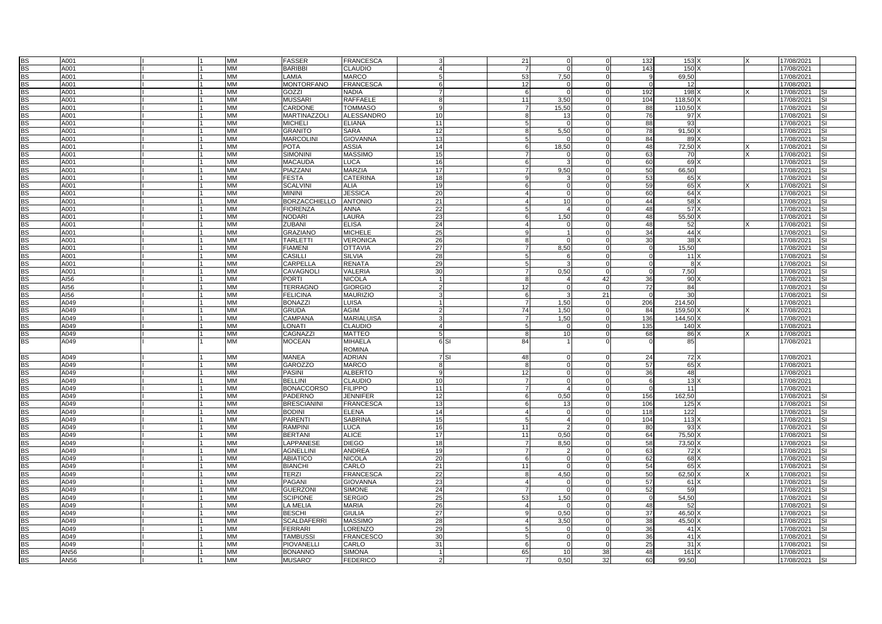| | | | | | | | | | | | | | | | | | |
|---|---|---|---|---|---|---|---|---|---|---|---|---|---|---|---|---|---|
| BS | A001 | I | 1 | MM | FASSER | FRANCESCA | 3 | | 21 | 0 | 0 | 132 | 153 | X | X | 17/08/2021 | |
| BS | A001 | I | 1 | MM | BARIBBI | CLAUDIO | 4 | | 7 | 0 | 0 | 143 | 150 | X | | 17/08/2021 | |
| BS | A001 | I | 1 | MM | LAMIA | MARCO | 5 | | 53 | 7,50 | 0 | 9 | 69,50 | | | 17/08/2021 | |
| BS | A001 | I | 1 | MM | MONTORFANO | FRANCESCA | 6 | | 12 | 0 | 0 | 0 | 12 | | | 17/08/2021 | |
| BS | A001 | I | 1 | MM | GOZZI | NADIA | 7 | | 6 | 0 | 0 | 192 | 198 | X | X | 17/08/2021 | SI |
| BS | A001 | I | 1 | MM | MUSSARI | RAFFAELE | 8 | | 11 | 3,50 | 0 | 104 | 118,50 | X | | 17/08/2021 | SI |
| BS | A001 | I | 1 | MM | CARDONE | TOMMASO | 9 | | 7 | 15,50 | 0 | 88 | 110,50 | X | | 17/08/2021 | SI |
| BS | A001 | I | 1 | MM | MARTINAZZOLI | ALESSANDRO | 10 | | 8 | 13 | 0 | 76 | 97 | X | | 17/08/2021 | SI |
| BS | A001 | I | 1 | MM | MICHELI | ELIANA | 11 | | 5 | 0 | 0 | 88 | 93 | | | 17/08/2021 | SI |
| BS | A001 | I | 1 | MM | GRANITO | SARA | 12 | | 8 | 5,50 | 0 | 78 | 91,50 | X | | 17/08/2021 | SI |
| BS | A001 | I | 1 | MM | MARCOLINI | GIOVANNA | 13 | | 5 | 0 | 0 | 84 | 89 | X | | 17/08/2021 | SI |
| BS | A001 | I | 1 | MM | POTA | ASSIA | 14 | | 6 | 18,50 | 0 | 48 | 72,50 | X | X | 17/08/2021 | SI |
| BS | A001 | I | 1 | MM | SIMONINI | MASSIMO | 15 | | 7 | 0 | 0 | 63 | 70 | | X | 17/08/2021 | SI |
| BS | A001 | I | 1 | MM | MACAUDA | LUCA | 16 | | 6 | 3 | 0 | 60 | 69 | X | | 17/08/2021 | SI |
| BS | A001 | I | 1 | MM | PIAZZANI | MARZIA | 17 | | 7 | 9,50 | 0 | 50 | 66,50 | | | 17/08/2021 | SI |
| BS | A001 | I | 1 | MM | FESTA | CATERINA | 18 | | 9 | 3 | 0 | 53 | 65 | X | | 17/08/2021 | SI |
| BS | A001 | I | 1 | MM | SCALVINI | ALIA | 19 | | 6 | 0 | 0 | 59 | 65 | X | X | 17/08/2021 | SI |
| BS | A001 | I | 1 | MM | MININI | JESSICA | 20 | | 4 | 0 | 0 | 60 | 64 | X | | 17/08/2021 | SI |
| BS | A001 | I | 1 | MM | BORZACCHIELLO | ANTONIO | 21 | | 4 | 10 | 0 | 44 | 58 | X | | 17/08/2021 | SI |
| BS | A001 | I | 1 | MM | FIORENZA | ANNA | 22 | | 5 | 4 | 0 | 48 | 57 | X | | 17/08/2021 | SI |
| BS | A001 | I | 1 | MM | NODARI | LAURA | 23 | | 6 | 1,50 | 0 | 48 | 55,50 | X | | 17/08/2021 | SI |
| BS | A001 | I | 1 | MM | ZUBANI | ELISA | 24 | | 4 | 0 | 0 | 48 | 52 | | X | 17/08/2021 | SI |
| BS | A001 | I | 1 | MM | GRAZIANO | MICHELE | 25 | | 9 | 1 | 0 | 34 | 44 | X | | 17/08/2021 | SI |
| BS | A001 | I | 1 | MM | TARLETTI | VERONICA | 26 | | 8 | 0 | 0 | 30 | 38 | X | | 17/08/2021 | SI |
| BS | A001 | I | 1 | MM | FIAMENI | OTTAVIA | 27 | | 7 | 8,50 | 0 | 0 | 15,50 | | | 17/08/2021 | SI |
| BS | A001 | I | 1 | MM | CASILLI | SILVIA | 28 | | 5 | 6 | 0 | 0 | 11 | X | | 17/08/2021 | SI |
| BS | A001 | I | 1 | MM | CARPELLA | RENATA | 29 | | 5 | 3 | 0 | 0 | 8 | X | | 17/08/2021 | SI |
| BS | A001 | I | 1 | MM | CAVAGNOLI | VALERIA | 30 | | 7 | 0,50 | 0 | 0 | 7,50 | | | 17/08/2021 | SI |
| BS | AI56 | I | 1 | MM | PORTI | NICOLA | 1 | | 8 | 4 | 42 | 36 | 90 | X | | 17/08/2021 | SI |
| BS | AI56 | I | 1 | MM | TERRAGNO | GIORGIO | 2 | | 12 | 0 | 0 | 72 | 84 | | | 17/08/2021 | SI |
| BS | AI56 | I | 1 | MM | FELICINA | MAURIZIO | 3 | | 6 | 3 | 21 | 0 | 30 | | | 17/08/2021 | SI |
| BS | A049 | I | 1 | MM | BONAZZI | LUISA | 1 | | 7 | 1,50 | 0 | 206 | 214,50 | | | 17/08/2021 | |
| BS | A049 | I | 1 | MM | GRUDA | AGIM | 2 | | 74 | 1,50 | 0 | 84 | 159,50 | X | X | 17/08/2021 | |
| BS | A049 | I | 1 | MM | CAMPANA | MARIALUISA | 3 | | 7 | 1,50 | 0 | 136 | 144,50 | X | | 17/08/2021 | |
| BS | A049 | I | 1 | MM | LONATI | CLAUDIO | 4 | | 5 | 0 | 0 | 135 | 140 | X | | 17/08/2021 | |
| BS | A049 | I | 1 | MM | CAGNAZZI | MATTEO | 5 | | 8 | 10 | 0 | 68 | 86 | X | X | 17/08/2021 | |
| BS | A049 | I | 1 | MM | MOCEAN | MIHAELA ROMINA | 6 | SI | 84 | 1 | 0 | 0 | 85 | | | 17/08/2021 | |
| BS | A049 | I | 1 | MM | MANEA | ADRIAN | 7 | SI | 48 | 0 | 0 | 24 | 72 | X | | 17/08/2021 | |
| BS | A049 | I | 1 | MM | GAROZZO | MARCO | 8 | | 8 | 0 | 0 | 57 | 65 | X | | 17/08/2021 | |
| BS | A049 | I | 1 | MM | PASINI | ALBERTO | 9 | | 12 | 0 | 0 | 36 | 48 | | | 17/08/2021 | |
| BS | A049 | I | 1 | MM | BELLINI | CLAUDIO | 10 | | 7 | 0 | 0 | 6 | 13 | X | | 17/08/2021 | |
| BS | A049 | I | 1 | MM | BONACCORSO | FILIPPO | 11 | | 7 | 4 | 0 | 0 | 11 | | | 17/08/2021 | |
| BS | A049 | I | 1 | MM | PADERNO | JENNIFER | 12 | | 6 | 0,50 | 0 | 156 | 162,50 | | | 17/08/2021 | SI |
| BS | A049 | I | 1 | MM | BRESCIANINI | FRANCESCA | 13 | | 6 | 13 | 0 | 106 | 125 | X | | 17/08/2021 | SI |
| BS | A049 | I | 1 | MM | BODINI | ELENA | 14 | | 4 | 0 | 0 | 118 | 122 | | | 17/08/2021 | SI |
| BS | A049 | I | 1 | MM | PARENTI | SABRINA | 15 | | 5 | 4 | 0 | 104 | 113 | X | | 17/08/2021 | SI |
| BS | A049 | I | 1 | MM | RAMPINI | LUCA | 16 | | 11 | 2 | 0 | 80 | 93 | X | | 17/08/2021 | SI |
| BS | A049 | I | 1 | MM | BERTANI | ALICE | 17 | | 11 | 0,50 | 0 | 64 | 75,50 | X | | 17/08/2021 | SI |
| BS | A049 | I | 1 | MM | LAPPANESE | DIEGO | 18 | | 7 | 8,50 | 0 | 58 | 73,50 | X | | 17/08/2021 | SI |
| BS | A049 | I | 1 | MM | AGNELLINI | ANDREA | 19 | | 7 | 2 | 0 | 63 | 72 | X | | 17/08/2021 | SI |
| BS | A049 | I | 1 | MM | ABIATICO | NICOLA | 20 | | 6 | 0 | 0 | 62 | 68 | X | | 17/08/2021 | SI |
| BS | A049 | I | 1 | MM | BIANCHI | CARLO | 21 | | 11 | 0 | 0 | 54 | 65 | X | | 17/08/2021 | SI |
| BS | A049 | I | 1 | MM | TERZI | FRANCESCA | 22 | | 8 | 4,50 | 0 | 50 | 62,50 | X | X | 17/08/2021 | SI |
| BS | A049 | I | 1 | MM | PAGANI | GIOVANNA | 23 | | 4 | 0 | 0 | 57 | 61 | X | | 17/08/2021 | SI |
| BS | A049 | I | 1 | MM | GUERZONI | SIMONE | 24 | | 7 | 0 | 0 | 52 | 59 | | | 17/08/2021 | SI |
| BS | A049 | I | 1 | MM | SCIPIONE | SERGIO | 25 | | 53 | 1,50 | 0 | 0 | 54,50 | | | 17/08/2021 | SI |
| BS | A049 | I | 1 | MM | LA MELIA | MARIA | 26 | | 4 | 0 | 0 | 48 | 52 | | | 17/08/2021 | SI |
| BS | A049 | I | 1 | MM | BESCHI | GIULIA | 27 | | 9 | 0,50 | 0 | 37 | 46,50 | X | | 17/08/2021 | SI |
| BS | A049 | I | 1 | MM | SCALDAFERRI | MASSIMO | 28 | | 4 | 3,50 | 0 | 38 | 45,50 | X | | 17/08/2021 | SI |
| BS | A049 | I | 1 | MM | FERRARI | LORENZO | 29 | | 5 | 0 | 0 | 36 | 41 | X | | 17/08/2021 | SI |
| BS | A049 | I | 1 | MM | TAMBUSSI | FRANCESCO | 30 | | 5 | 0 | 0 | 36 | 41 | X | | 17/08/2021 | SI |
| BS | A049 | I | 1 | MM | PIOVANELLI | CARLO | 31 | | 6 | 0 | 0 | 25 | 31 | X | | 17/08/2021 | SI |
| BS | AN56 | I | 1 | MM | BONANNO | SIMONA | 1 | | 65 | 10 | 38 | 48 | 161 | X | | 17/08/2021 | |
| BS | AN56 | I | 1 | MM | MUSARO' | FEDERICO | 2 | | 7 | 0,50 | 32 | 60 | 99,50 | | | 17/08/2021 | SI |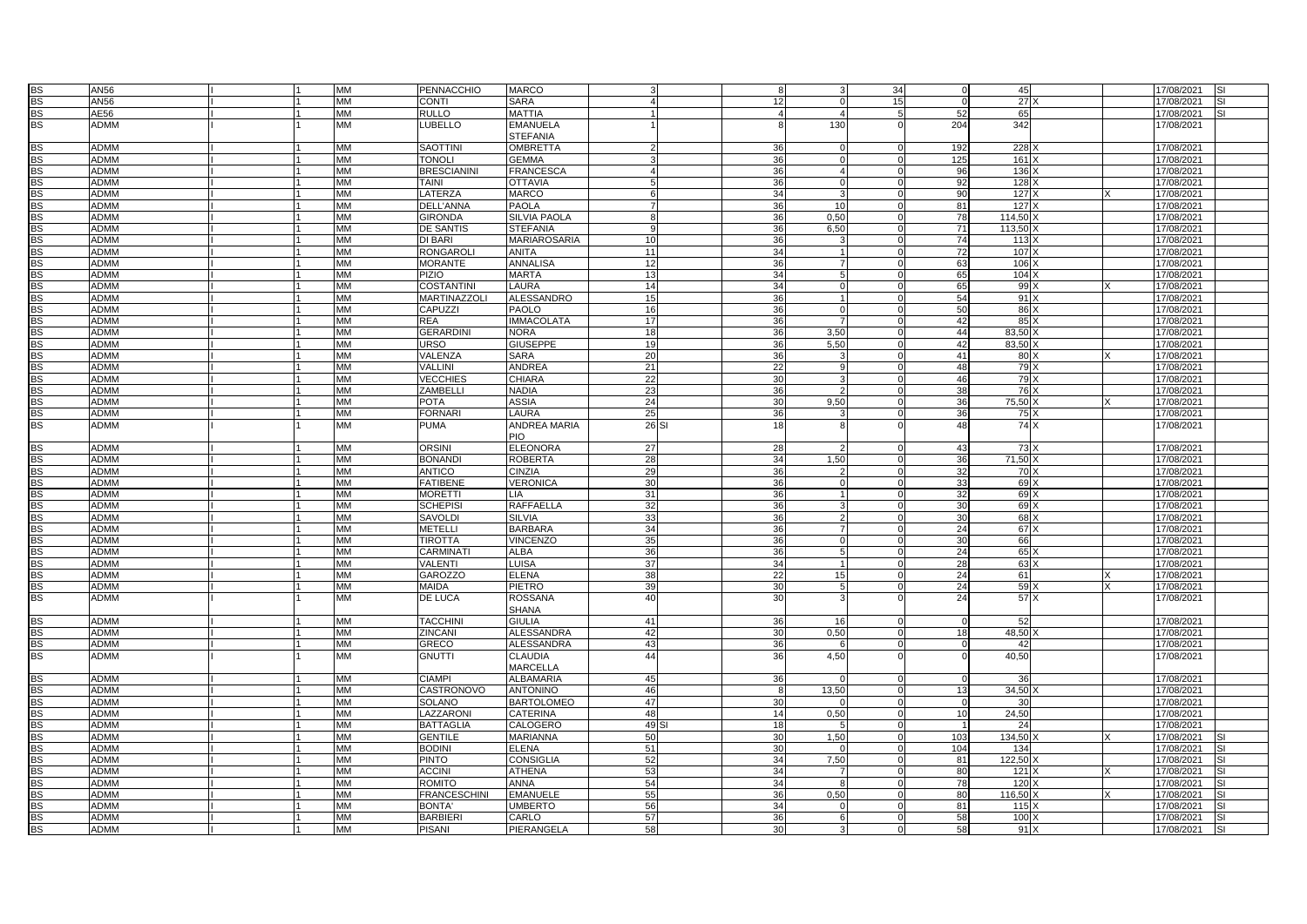| | | | | | | | | | | | | | | | | | |
|---|---|---|---|---|---|---|---|---|---|---|---|---|---|---|---|---|---|
| BS | AN56 | I | 1 | MM | PENNACCHIO | MARCO | 3 | | 8 | 3 | 34 | 0 | 45 | | | 17/08/2021 | SI |
| BS | AN56 | I | 1 | MM | CONTI | SARA | 4 | | 12 | 0 | 15 | 0 | 27 | X | | 17/08/2021 | SI |
| BS | AE56 | I | 1 | MM | RULLO | MATTIA | 1 | | 4 | 4 | 5 | 52 | 65 | | | 17/08/2021 | SI |
| BS | ADMM | I | 1 | MM | LUBELLO | EMANUELA STEFANIA | 1 | | 8 | 130 | 0 | 204 | 342 | | | 17/08/2021 | |
| BS | ADMM | I | 1 | MM | SAOTTINI | OMBRETTA | 2 | | 36 | 0 | 0 | 192 | 228 | X | | 17/08/2021 | |
| BS | ADMM | I | 1 | MM | TONOLI | GEMMA | 3 | | 36 | 0 | 0 | 125 | 161 | X | | 17/08/2021 | |
| BS | ADMM | I | 1 | MM | BRESCIANINI | FRANCESCA | 4 | | 36 | 4 | 0 | 96 | 136 | X | | 17/08/2021 | |
| BS | ADMM | I | 1 | MM | TAINI | OTTAVIA | 5 | | 36 | 0 | 0 | 92 | 128 | X | | 17/08/2021 | |
| BS | ADMM | I | 1 | MM | LATERZA | MARCO | 6 | | 34 | 3 | 0 | 90 | 127 | X | X | 17/08/2021 | |
| BS | ADMM | I | 1 | MM | DELL'ANNA | PAOLA | 7 | | 36 | 10 | 0 | 81 | 127 | X | | 17/08/2021 | |
| BS | ADMM | I | 1 | MM | GIRONDA | SILVIA PAOLA | 8 | | 36 | 0,50 | 0 | 78 | 114,50 | X | | 17/08/2021 | |
| BS | ADMM | I | 1 | MM | DE SANTIS | STEFANIA | 9 | | 36 | 6,50 | 0 | 71 | 113,50 | X | | 17/08/2021 | |
| BS | ADMM | I | 1 | MM | DI BARI | MARIAROSARIA | 10 | | 36 | 3 | 0 | 74 | 113 | X | | 17/08/2021 | |
| BS | ADMM | I | 1 | MM | RONGAROLI | ANITA | 11 | | 34 | 1 | 0 | 72 | 107 | X | | 17/08/2021 | |
| BS | ADMM | I | 1 | MM | MORANTE | ANNALISA | 12 | | 36 | 7 | 0 | 63 | 106 | X | | 17/08/2021 | |
| BS | ADMM | I | 1 | MM | PIZIO | MARTA | 13 | | 34 | 5 | 0 | 65 | 104 | X | | 17/08/2021 | |
| BS | ADMM | I | 1 | MM | COSTANTINI | LAURA | 14 | | 34 | 0 | 0 | 65 | 99 | X | X | 17/08/2021 | |
| BS | ADMM | I | 1 | MM | MARTINAZZOLI | ALESSANDRO | 15 | | 36 | 1 | 0 | 54 | 91 | X | | 17/08/2021 | |
| BS | ADMM | I | 1 | MM | CAPUZZI | PAOLO | 16 | | 36 | 0 | 0 | 50 | 86 | X | | 17/08/2021 | |
| BS | ADMM | I | 1 | MM | REA | IMMACOLATA | 17 | | 36 | 7 | 0 | 42 | 85 | X | | 17/08/2021 | |
| BS | ADMM | I | 1 | MM | GERARDINI | NORA | 18 | | 36 | 3,50 | 0 | 44 | 83,50 | X | | 17/08/2021 | |
| BS | ADMM | I | 1 | MM | URSO | GIUSEPPE | 19 | | 36 | 5,50 | 0 | 42 | 83,50 | X | | 17/08/2021 | |
| BS | ADMM | I | 1 | MM | VALENZA | SARA | 20 | | 36 | 3 | 0 | 41 | 80 | X | X | 17/08/2021 | |
| BS | ADMM | I | 1 | MM | VALLINI | ANDREA | 21 | | 22 | 9 | 0 | 48 | 79 | X | | 17/08/2021 | |
| BS | ADMM | I | 1 | MM | VECCHIES | CHIARA | 22 | | 30 | 3 | 0 | 46 | 79 | X | | 17/08/2021 | |
| BS | ADMM | I | 1 | MM | ZAMBELLI | NADIA | 23 | | 36 | 2 | 0 | 38 | 76 | X | | 17/08/2021 | |
| BS | ADMM | I | 1 | MM | POTA | ASSIA | 24 | | 30 | 9,50 | 0 | 36 | 75,50 | X | X | 17/08/2021 | |
| BS | ADMM | I | 1 | MM | FORNARI | LAURA | 25 | | 36 | 3 | 0 | 36 | 75 | X | | 17/08/2021 | |
| BS | ADMM | I | 1 | MM | PUMA | ANDREA MARIA PIO | 26 | SI | 18 | 8 | 0 | 48 | 74 | X | | 17/08/2021 | |
| BS | ADMM | I | 1 | MM | ORSINI | ELEONORA | 27 | | 28 | 2 | 0 | 43 | 73 | X | | 17/08/2021 | |
| BS | ADMM | I | 1 | MM | BONANDI | ROBERTA | 28 | | 34 | 1,50 | 0 | 36 | 71,50 | X | | 17/08/2021 | |
| BS | ADMM | I | 1 | MM | ANTICO | CINZIA | 29 | | 36 | 2 | 0 | 32 | 70 | X | | 17/08/2021 | |
| BS | ADMM | I | 1 | MM | FATIBENE | VERONICA | 30 | | 36 | 0 | 0 | 33 | 69 | X | | 17/08/2021 | |
| BS | ADMM | I | 1 | MM | MORETTI | LIA | 31 | | 36 | 1 | 0 | 32 | 69 | X | | 17/08/2021 | |
| BS | ADMM | I | 1 | MM | SCHEPISI | RAFFAELLA | 32 | | 36 | 3 | 0 | 30 | 69 | X | | 17/08/2021 | |
| BS | ADMM | I | 1 | MM | SAVOLDI | SILVIA | 33 | | 36 | 2 | 0 | 30 | 68 | X | | 17/08/2021 | |
| BS | ADMM | I | 1 | MM | METELLI | BARBARA | 34 | | 36 | 7 | 0 | 24 | 67 | X | | 17/08/2021 | |
| BS | ADMM | I | 1 | MM | TIROTTA | VINCENZO | 35 | | 36 | 0 | 0 | 30 | 66 | | | 17/08/2021 | |
| BS | ADMM | I | 1 | MM | CARMINATI | ALBA | 36 | | 36 | 5 | 0 | 24 | 65 | X | | 17/08/2021 | |
| BS | ADMM | I | 1 | MM | VALENTI | LUISA | 37 | | 34 | 1 | 0 | 28 | 63 | X | | 17/08/2021 | |
| BS | ADMM | I | 1 | MM | GAROZZO | ELENA | 38 | | 22 | 15 | 0 | 24 | 61 | | X | 17/08/2021 | |
| BS | ADMM | I | 1 | MM | MAIDA | PIETRO | 39 | | 30 | 5 | 0 | 24 | 59 | X | X | 17/08/2021 | |
| BS | ADMM | I | 1 | MM | DE LUCA | ROSSANA SHANA | 40 | | 30 | 3 | 0 | 24 | 57 | X | | 17/08/2021 | |
| BS | ADMM | I | 1 | MM | TACCHINI | GIULIA | 41 | | 36 | 16 | 0 | 0 | 52 | | | 17/08/2021 | |
| BS | ADMM | I | 1 | MM | ZINCANI | ALESSANDRA | 42 | | 30 | 0,50 | 0 | 18 | 48,50 | X | | 17/08/2021 | |
| BS | ADMM | I | 1 | MM | GRECO | ALESSANDRA | 43 | | 36 | 6 | 0 | 0 | 42 | | | 17/08/2021 | |
| BS | ADMM | I | 1 | MM | GNUTTI | CLAUDIA MARCELLA | 44 | | 36 | 4,50 | 0 | 0 | 40,50 | | | 17/08/2021 | |
| BS | ADMM | I | 1 | MM | CIAMPI | ALBAMARIA | 45 | | 36 | 0 | 0 | 0 | 36 | | | 17/08/2021 | |
| BS | ADMM | I | 1 | MM | CASTRONOVO | ANTONINO | 46 | | 8 | 13,50 | 0 | 13 | 34,50 | X | | 17/08/2021 | |
| BS | ADMM | I | 1 | MM | SOLANO | BARTOLOMEO | 47 | | 30 | 0 | 0 | 0 | 30 | | | 17/08/2021 | |
| BS | ADMM | I | 1 | MM | LAZZARONI | CATERINA | 48 | | 14 | 0,50 | 0 | 10 | 24,50 | | | 17/08/2021 | |
| BS | ADMM | I | 1 | MM | BATTAGLIA | CALOGERO | 49 | SI | 18 | 5 | 0 | 1 | 24 | | | 17/08/2021 | |
| BS | ADMM | I | 1 | MM | GENTILE | MARIANNA | 50 | | 30 | 1,50 | 0 | 103 | 134,50 | X | X | 17/08/2021 | SI |
| BS | ADMM | I | 1 | MM | BODINI | ELENA | 51 | | 30 | 0 | 0 | 104 | 134 | | | 17/08/2021 | SI |
| BS | ADMM | I | 1 | MM | PINTO | CONSIGLIA | 52 | | 34 | 7,50 | 0 | 81 | 122,50 | X | | 17/08/2021 | SI |
| BS | ADMM | I | 1 | MM | ACCINI | ATHENA | 53 | | 34 | 7 | 0 | 80 | 121 | X | X | 17/08/2021 | SI |
| BS | ADMM | I | 1 | MM | ROMITO | ANNA | 54 | | 34 | 8 | 0 | 78 | 120 | X | | 17/08/2021 | SI |
| BS | ADMM | I | 1 | MM | FRANCESCHINI | EMANUELE | 55 | | 36 | 0,50 | 0 | 80 | 116,50 | X | X | 17/08/2021 | SI |
| BS | ADMM | I | 1 | MM | BONTA' | UMBERTO | 56 | | 34 | 0 | 0 | 81 | 115 | X | | 17/08/2021 | SI |
| BS | ADMM | I | 1 | MM | BARBIERI | CARLO | 57 | | 36 | 6 | 0 | 58 | 100 | X | | 17/08/2021 | SI |
| BS | ADMM | I | 1 | MM | PISANI | PIERANGELA | 58 | | 30 | 3 | 0 | 58 | 91 | X | | 17/08/2021 | SI |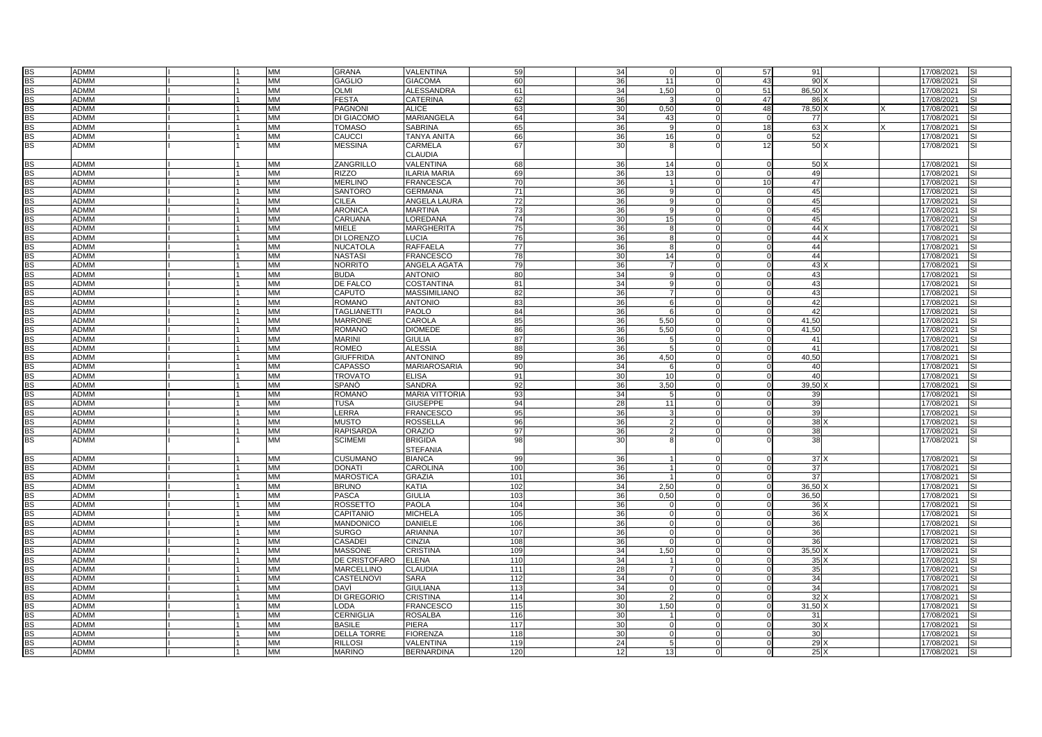| | | | | | | | | | | | | | | | | | |
|---|---|---|---|---|---|---|---|---|---|---|---|---|---|---|---|---|---|
| BS | ADMM | | I | 1 | MM | GRANA | VALENTINA | 59 | 34 | 0 | 0 | 57 | 91 | | | 17/08/2021 | SI |
| BS | ADMM | | I | 1 | MM | GAGLIO | GIACOMA | 60 | 36 | 11 | 0 | 43 | 90 | X | | 17/08/2021 | SI |
| BS | ADMM | | I | 1 | MM | OLMI | ALESSANDRA | 61 | 34 | 1,50 | 0 | 51 | 86,50 | X | | 17/08/2021 | SI |
| BS | ADMM | | I | 1 | MM | FESTA | CATERINA | 62 | 36 | 3 | 0 | 47 | 86 | X | | 17/08/2021 | SI |
| BS | ADMM | | I | 1 | MM | PAGNONI | ALICE | 63 | 30 | 0,50 | 0 | 48 | 78,50 | X | X | 17/08/2021 | SI |
| BS | ADMM | | I | 1 | MM | DI GIACOMO | MARIANGELA | 64 | 34 | 43 | 0 | 0 | 77 | | | 17/08/2021 | SI |
| BS | ADMM | | I | 1 | MM | TOMASO | SABRINA | 65 | 36 | 9 | 0 | 18 | 63 | X | X | 17/08/2021 | SI |
| BS | ADMM | | I | 1 | MM | CAUCCI | TANYA ANITA | 66 | 36 | 16 | 0 | 0 | 52 | | | 17/08/2021 | SI |
| BS | ADMM | | I | 1 | MM | MESSINA | CARMELA CLAUDIA | 67 | 30 | 8 | 0 | 12 | 50 | X | | 17/08/2021 | SI |
| BS | ADMM | | I | 1 | MM | ZANGRILLO | VALENTINA | 68 | 36 | 14 | 0 | 0 | 50 | X | | 17/08/2021 | SI |
| BS | ADMM | | I | 1 | MM | RIZZO | ILARIA MARIA | 69 | 36 | 13 | 0 | 0 | 49 | | | 17/08/2021 | SI |
| BS | ADMM | | I | 1 | MM | MERLINO | FRANCESCA | 70 | 36 | 1 | 0 | 10 | 47 | | | 17/08/2021 | SI |
| BS | ADMM | | I | 1 | MM | SANTORO | GERMANA | 71 | 36 | 9 | 0 | 0 | 45 | | | 17/08/2021 | SI |
| BS | ADMM | | I | 1 | MM | CILEA | ANGELA LAURA | 72 | 36 | 9 | 0 | 0 | 45 | | | 17/08/2021 | SI |
| BS | ADMM | | I | 1 | MM | ARONICA | MARTINA | 73 | 36 | 9 | 0 | 0 | 45 | | | 17/08/2021 | SI |
| BS | ADMM | | I | 1 | MM | CARUANA | LOREDANA | 74 | 30 | 15 | 0 | 0 | 45 | | | 17/08/2021 | SI |
| BS | ADMM | | I | 1 | MM | MIELE | MARGHERITA | 75 | 36 | 8 | 0 | 0 | 44 | X | | 17/08/2021 | SI |
| BS | ADMM | | I | 1 | MM | DI LORENZO | LUCIA | 76 | 36 | 8 | 0 | 0 | 44 | X | | 17/08/2021 | SI |
| BS | ADMM | | I | 1 | MM | NUCATOLA | RAFFAELA | 77 | 36 | 8 | 0 | 0 | 44 | | | 17/08/2021 | SI |
| BS | ADMM | | I | 1 | MM | NASTASI | FRANCESCO | 78 | 30 | 14 | 0 | 0 | 44 | | | 17/08/2021 | SI |
| BS | ADMM | | I | 1 | MM | NORRITO | ANGELA AGATA | 79 | 36 | 7 | 0 | 0 | 43 | X | | 17/08/2021 | SI |
| BS | ADMM | | I | 1 | MM | BUDA | ANTONIO | 80 | 34 | 9 | 0 | 0 | 43 | | | 17/08/2021 | SI |
| BS | ADMM | | I | 1 | MM | DE FALCO | COSTANTINA | 81 | 34 | 9 | 0 | 0 | 43 | | | 17/08/2021 | SI |
| BS | ADMM | | I | 1 | MM | CAPUTO | MASSIMILIANO | 82 | 36 | 7 | 0 | 0 | 43 | | | 17/08/2021 | SI |
| BS | ADMM | | I | 1 | MM | ROMANO | ANTONIO | 83 | 36 | 6 | 0 | 0 | 42 | | | 17/08/2021 | SI |
| BS | ADMM | | I | 1 | MM | TAGLIANETTI | PAOLO | 84 | 36 | 6 | 0 | 0 | 42 | | | 17/08/2021 | SI |
| BS | ADMM | | I | 1 | MM | MARRONE | CAROLA | 85 | 36 | 5,50 | 0 | 0 | 41,50 | | | 17/08/2021 | SI |
| BS | ADMM | | I | 1 | MM | ROMANO | DIOMEDE | 86 | 36 | 5,50 | 0 | 0 | 41,50 | | | 17/08/2021 | SI |
| BS | ADMM | | I | 1 | MM | MARINI | GIULIA | 87 | 36 | 5 | 0 | 0 | 41 | | | 17/08/2021 | SI |
| BS | ADMM | | I | 1 | MM | ROMEO | ALESSIA | 88 | 36 | 5 | 0 | 0 | 41 | | | 17/08/2021 | SI |
| BS | ADMM | | I | 1 | MM | GIUFFRIDA | ANTONINO | 89 | 36 | 4,50 | 0 | 0 | 40,50 | | | 17/08/2021 | SI |
| BS | ADMM | | I | 1 | MM | CAPASSO | MARIAROSARIA | 90 | 34 | 6 | 0 | 0 | 40 | | | 17/08/2021 | SI |
| BS | ADMM | | I | 1 | MM | TROVATO | ELISA | 91 | 30 | 10 | 0 | 0 | 40 | | | 17/08/2021 | SI |
| BS | ADMM | | I | 1 | MM | SPANÒ | SANDRA | 92 | 36 | 3,50 | 0 | 0 | 39,50 | X | | 17/08/2021 | SI |
| BS | ADMM | | I | 1 | MM | ROMANO | MARIA VITTORIA | 93 | 34 | 5 | 0 | 0 | 39 | | | 17/08/2021 | SI |
| BS | ADMM | | I | 1 | MM | TUSA | GIUSEPPE | 94 | 28 | 11 | 0 | 0 | 39 | | | 17/08/2021 | SI |
| BS | ADMM | | I | 1 | MM | LERRA | FRANCESCO | 95 | 36 | 3 | 0 | 0 | 39 | | | 17/08/2021 | SI |
| BS | ADMM | | I | 1 | MM | MUSTO | ROSSELLA | 96 | 36 | 2 | 0 | 0 | 38 | X | | 17/08/2021 | SI |
| BS | ADMM | | I | 1 | MM | RAPISARDA | ORAZIO | 97 | 36 | 2 | 0 | 0 | 38 | | | 17/08/2021 | SI |
| BS | ADMM | | I | 1 | MM | SCIMEMI | BRIGIDA STEFANIA | 98 | 30 | 8 | 0 | 0 | 38 | | | 17/08/2021 | SI |
| BS | ADMM | | I | 1 | MM | CUSUMANO | BIANCA | 99 | 36 | 1 | 0 | 0 | 37 | X | | 17/08/2021 | SI |
| BS | ADMM | | I | 1 | MM | DONATI | CAROLINA | 100 | 36 | 1 | 0 | 0 | 37 | | | 17/08/2021 | SI |
| BS | ADMM | | I | 1 | MM | MAROSTICA | GRAZIA | 101 | 36 | 1 | 0 | 0 | 37 | | | 17/08/2021 | SI |
| BS | ADMM | | I | 1 | MM | BRUNO | KATIA | 102 | 34 | 2,50 | 0 | 0 | 36,50 | X | | 17/08/2021 | SI |
| BS | ADMM | | I | 1 | MM | PASCA | GIULIA | 103 | 36 | 0,50 | 0 | 0 | 36,50 | | | 17/08/2021 | SI |
| BS | ADMM | | I | 1 | MM | ROSSETTO | PAOLA | 104 | 36 | 0 | 0 | 0 | 36 | X | | 17/08/2021 | SI |
| BS | ADMM | | I | 1 | MM | CAPITANIO | MICHELA | 105 | 36 | 0 | 0 | 0 | 36 | X | | 17/08/2021 | SI |
| BS | ADMM | | I | 1 | MM | MANDONICO | DANIELE | 106 | 36 | 0 | 0 | 0 | 36 | | | 17/08/2021 | SI |
| BS | ADMM | | I | 1 | MM | SURGO | ARIANNA | 107 | 36 | 0 | 0 | 0 | 36 | | | 17/08/2021 | SI |
| BS | ADMM | | I | 1 | MM | CASADEI | CINZIA | 108 | 36 | 0 | 0 | 0 | 36 | | | 17/08/2021 | SI |
| BS | ADMM | | I | 1 | MM | MASSONE | CRISTINA | 109 | 34 | 1,50 | 0 | 0 | 35,50 | X | | 17/08/2021 | SI |
| BS | ADMM | | I | 1 | MM | DE CRISTOFARO | ELENA | 110 | 34 | 1 | 0 | 0 | 35 | X | | 17/08/2021 | SI |
| BS | ADMM | | I | 1 | MM | MARCELLINO | CLAUDIA | 111 | 28 | 7 | 0 | 0 | 35 | | | 17/08/2021 | SI |
| BS | ADMM | | I | 1 | MM | CASTELNOVI | SARA | 112 | 34 | 0 | 0 | 0 | 34 | | | 17/08/2021 | SI |
| BS | ADMM | | I | 1 | MM | DAVÌ | GIULIANA | 113 | 34 | 0 | 0 | 0 | 34 | | | 17/08/2021 | SI |
| BS | ADMM | | I | 1 | MM | DI GREGORIO | CRISTINA | 114 | 30 | 2 | 0 | 0 | 32 | X | | 17/08/2021 | SI |
| BS | ADMM | | I | 1 | MM | LODA | FRANCESCO | 115 | 30 | 1,50 | 0 | 0 | 31,50 | X | | 17/08/2021 | SI |
| BS | ADMM | | I | 1 | MM | CERNIGLIA | ROSALBA | 116 | 30 | 1 | 0 | 0 | 31 | | | 17/08/2021 | SI |
| BS | ADMM | | I | 1 | MM | BASILE | PIERA | 117 | 30 | 0 | 0 | 0 | 30 | X | | 17/08/2021 | SI |
| BS | ADMM | | I | 1 | MM | DELLA TORRE | FIORENZA | 118 | 30 | 0 | 0 | 0 | 30 | | | 17/08/2021 | SI |
| BS | ADMM | | I | 1 | MM | RILLOSI | VALENTINA | 119 | 24 | 5 | 0 | 0 | 29 | X | | 17/08/2021 | SI |
| BS | ADMM | | I | 1 | MM | MARINO | BERNARDINA | 120 | 12 | 13 | 0 | 0 | 25 | X | | 17/08/2021 | SI |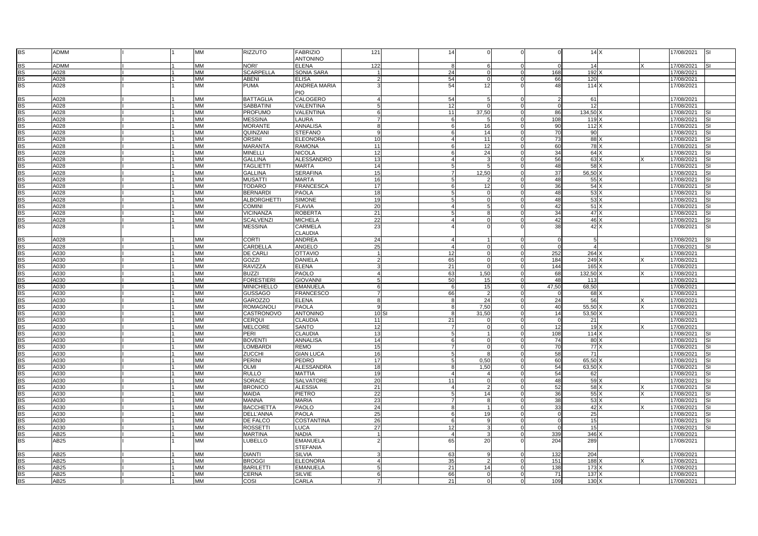| | | | | | | | | | | | | | | | | | |
|---|---|---|---|---|---|---|---|---|---|---|---|---|---|---|---|---|---|
| BS | ADMM | | I | 1 | MM | RIZZUTO | FABRIZIO ANTONINO | 121 | | 14 | 0 | 0 | 0 | 14 | X | | 17/08/2021 | SI |
| BS | ADMM | | I | 1 | MM | NORI' | ELENA | 122 | | 8 | 6 | 0 | 0 | 14 | | X | 17/08/2021 | SI |
| BS | A028 | | I | 1 | MM | SCARPELLA | SONIA SARA | 1 | | 24 | 0 | 0 | 168 | 192 | X | | 17/08/2021 | |
| BS | A028 | | I | 1 | MM | ABENI | ELISA | 2 | | 54 | 0 | 0 | 66 | 120 | | | 17/08/2021 | |
| BS | A028 | | I | 1 | MM | PUMA | ANDREA MARIA PIO | 3 | | 54 | 12 | 0 | 48 | 114 | X | | 17/08/2021 | |
| BS | A028 | | I | 1 | MM | BATTAGLIA | CALOGERO | 4 | | 54 | 5 | 0 | 2 | 61 | | | 17/08/2021 | |
| BS | A028 | | I | 1 | MM | SABBATINI | VALENTINA | 5 | | 12 | 0 | 0 | 0 | 12 | | | 17/08/2021 | |
| BS | A028 | | I | 1 | MM | PROFUMO | VALENTINA | 6 | | 11 | 37,50 | 0 | 86 | 134,50 | X | | 17/08/2021 | SI |
| BS | A028 | | I | 1 | MM | MESSINA | LAURA | 7 | | 6 | 5 | 0 | 108 | 119 | X | | 17/08/2021 | SI |
| BS | A028 | | I | 1 | MM | MORANTE | ANNALISA | 8 | | 6 | 16 | 0 | 90 | 112 | X | | 17/08/2021 | SI |
| BS | A028 | | I | 1 | MM | QUINZANI | STEFANO | 9 | | 6 | 14 | 0 | 70 | 90 | | | 17/08/2021 | SI |
| BS | A028 | | I | 1 | MM | ORSINI | ELEONORA | 10 | | 4 | 11 | 0 | 73 | 88 | X | | 17/08/2021 | SI |
| BS | A028 | | I | 1 | MM | MARANTA | RAMONA | 11 | | 6 | 12 | 0 | 60 | 78 | X | | 17/08/2021 | SI |
| BS | A028 | | I | 1 | MM | MINELLI | NICOLA | 12 | | 6 | 24 | 0 | 34 | 64 | X | | 17/08/2021 | SI |
| BS | A028 | | I | 1 | MM | GALLINA | ALESSANDRO | 13 | | 4 | 3 | 0 | 56 | 63 | X | X | 17/08/2021 | SI |
| BS | A028 | | I | 1 | MM | TAGLIETTI | MARTA | 14 | | 5 | 5 | 0 | 48 | 58 | X | | 17/08/2021 | SI |
| BS | A028 | | I | 1 | MM | GALLINA | SERAFINA | 15 | | 7 | 12,50 | 0 | 37 | 56,50 | X | | 17/08/2021 | SI |
| BS | A028 | | I | 1 | MM | MUSATTI | MARTA | 16 | | 5 | 2 | 0 | 48 | 55 | X | | 17/08/2021 | SI |
| BS | A028 | | I | 1 | MM | TODARO | FRANCESCA | 17 | | 6 | 12 | 0 | 36 | 54 | X | | 17/08/2021 | SI |
| BS | A028 | | I | 1 | MM | BERNARDI | PAOLA | 18 | | 5 | 0 | 0 | 48 | 53 | X | | 17/08/2021 | SI |
| BS | A028 | | I | 1 | MM | ALBORGHETTI | SIMONE | 19 | | 5 | 0 | 0 | 48 | 53 | X | | 17/08/2021 | SI |
| BS | A028 | | I | 1 | MM | COMINI | FLAVIA | 20 | | 4 | 5 | 0 | 42 | 51 | X | | 17/08/2021 | SI |
| BS | A028 | | I | 1 | MM | VICINANZA | ROBERTA | 21 | | 5 | 8 | 0 | 34 | 47 | X | | 17/08/2021 | SI |
| BS | A028 | | I | 1 | MM | SCALVENZI | MICHELA | 22 | | 4 | 0 | 0 | 42 | 46 | X | | 17/08/2021 | SI |
| BS | A028 | | I | 1 | MM | MESSINA | CARMELA CLAUDIA | 23 | | 4 | 0 | 0 | 38 | 42 | X | | 17/08/2021 | SI |
| BS | A028 | | I | 1 | MM | CORTI | ANDREA | 24 | | 4 | 1 | 0 | 0 | 5 | | | 17/08/2021 | SI |
| BS | A028 | | I | 1 | MM | CARDELLA | ANGELO | 25 | | 4 | 0 | 0 | 0 | 4 | | | 17/08/2021 | SI |
| BS | A030 | | I | 1 | MM | DE CARLI | OTTAVIO | 1 | | 12 | 0 | 0 | 252 | 264 | X | | 17/08/2021 | |
| BS | A030 | | I | 1 | MM | GOZZI | DANIELA | 2 | | 65 | 0 | 0 | 184 | 249 | X | X | 17/08/2021 | |
| BS | A030 | | I | 1 | MM | RAVIZZA | ELENA | 3 | | 21 | 0 | 0 | 144 | 165 | X | | 17/08/2021 | |
| BS | A030 | | I | 1 | MM | BUZZI | PAOLO | 4 | | 63 | 1,50 | 0 | 68 | 132,50 | X | X | 17/08/2021 | |
| BS | A030 | | I | 1 | MM | FORESTIERI | GIOVANNI | 5 | | 50 | 15 | 0 | 48 | 113 | | | 17/08/2021 | |
| BS | A030 | | I | 1 | MM | MINICHIELLO | EMANUELA | 6 | | 6 | 15 | 0 | 47,50 | 68,50 | | | 17/08/2021 | |
| BS | A030 | | I | 1 | MM | GUSSAGO | FRANCESCO | 7 | | 66 | 2 | 0 | 0 | 68 | X | | 17/08/2021 | |
| BS | A030 | | I | 1 | MM | GAROZZO | ELENA | 8 | | 8 | 24 | 0 | 24 | 56 | | X | 17/08/2021 | |
| BS | A030 | | I | 1 | MM | ROMAGNOLI | PAOLA | 9 | | 8 | 7,50 | 0 | 40 | 55,50 | X | X | 17/08/2021 | |
| BS | A030 | | I | 1 | MM | CASTRONOVO | ANTONINO | 10 | SI | 8 | 31,50 | 0 | 14 | 53,50 | X | | 17/08/2021 | |
| BS | A030 | | I | 1 | MM | CERQUI | CLAUDIA | 11 | | 21 | 0 | 0 | 0 | 21 | | | 17/08/2021 | |
| BS | A030 | | I | 1 | MM | MELCORE | SANTO | 12 | | 7 | 0 | 0 | 12 | 19 | X | X | 17/08/2021 | |
| BS | A030 | | I | 1 | MM | PERI | CLAUDIA | 13 | | 5 | 1 | 0 | 108 | 114 | X | | 17/08/2021 | SI |
| BS | A030 | | I | 1 | MM | BOVENTI | ANNALISA | 14 | | 6 | 0 | 0 | 74 | 80 | X | | 17/08/2021 | SI |
| BS | A030 | | I | 1 | MM | LOMBARDI | REMO | 15 | | 7 | 0 | 0 | 70 | 77 | X | | 17/08/2021 | SI |
| BS | A030 | | I | 1 | MM | ZUCCHI | GIAN LUCA | 16 | | 5 | 8 | 0 | 58 | 71 | | | 17/08/2021 | SI |
| BS | A030 | | I | 1 | MM | PERINI | PEDRO | 17 | | 5 | 0,50 | 0 | 60 | 65,50 | X | | 17/08/2021 | SI |
| BS | A030 | | I | 1 | MM | OLMI | ALESSANDRA | 18 | | 8 | 1,50 | 0 | 54 | 63,50 | X | | 17/08/2021 | SI |
| BS | A030 | | I | 1 | MM | RULLO | MATTIA | 19 | | 4 | 4 | 0 | 54 | 62 | | | 17/08/2021 | SI |
| BS | A030 | | I | 1 | MM | SORACE | SALVATORE | 20 | | 11 | 0 | 0 | 48 | 59 | X | | 17/08/2021 | SI |
| BS | A030 | | I | 1 | MM | BRONICO | ALESSIA | 21 | | 4 | 2 | 0 | 52 | 58 | X | X | 17/08/2021 | SI |
| BS | A030 | | I | 1 | MM | MAIDA | PIETRO | 22 | | 5 | 14 | 0 | 36 | 55 | X | X | 17/08/2021 | SI |
| BS | A030 | | I | 1 | MM | MANNA | MARIA | 23 | | 7 | 8 | 0 | 38 | 53 | X | | 17/08/2021 | SI |
| BS | A030 | | I | 1 | MM | BACCHETTA | PAOLO | 24 | | 8 | 1 | 0 | 33 | 42 | X | X | 17/08/2021 | SI |
| BS | A030 | | I | 1 | MM | DELL'ANNA | PAOLA | 25 | | 6 | 19 | 0 | 0 | 25 | | | 17/08/2021 | SI |
| BS | A030 | | I | 1 | MM | DE FALCO | COSTANTINA | 26 | | 6 | 9 | 0 | 0 | 15 | | | 17/08/2021 | SI |
| BS | A030 | | I | 1 | MM | ROSSETTI | LUCA | 27 | | 12 | 3 | 0 | 0 | 15 | | | 17/08/2021 | SI |
| BS | AB25 | | I | 1 | MM | MARTINA | NADIA | 1 | | 4 | 3 | 0 | 339 | 346 | X | | 17/08/2021 | |
| BS | AB25 | | I | 1 | MM | LUBELLO | EMANUELA STEFANIA | 2 | | 65 | 20 | 0 | 204 | 289 | | | 17/08/2021 | |
| BS | AB25 | | I | 1 | MM | DIANTI | SILVIA | 3 | | 63 | 9 | 0 | 132 | 204 | | | 17/08/2021 | |
| BS | AB25 | | I | 1 | MM | BROGGI | ELEONORA | 4 | | 35 | 2 | 0 | 151 | 188 | X | X | 17/08/2021 | |
| BS | AB25 | | I | 1 | MM | BARILETTI | EMANUELA | 5 | | 21 | 14 | 0 | 138 | 173 | X | | 17/08/2021 | |
| BS | AB25 | | I | 1 | MM | CERNA | SILVIE | 6 | | 66 | 0 | 0 | 71 | 137 | X | | 17/08/2021 | |
| BS | AB25 | | I | 1 | MM | COSI | CARLA | 7 | | 21 | 0 | 0 | 109 | 130 | X | | 17/08/2021 | |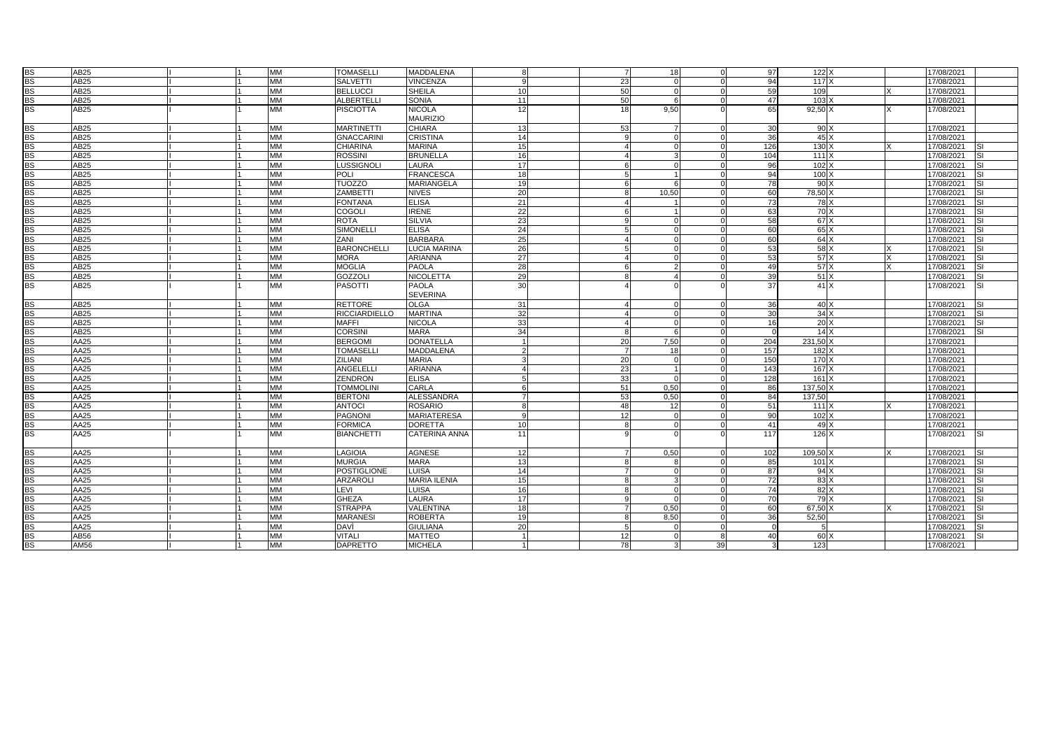| | | | | | | | | | | | | | | | | | |
|---|---|---|---|---|---|---|---|---|---|---|---|---|---|---|---|---|---|
| BS | AB25 | I | 1 | MM | TOMASELLI | MADDALENA | 8 | 7 | 18 | 0 | 97 | 122 | X | | 17/08/2021 | |
| BS | AB25 | I | 1 | MM | SALVETTI | VINCENZA | 9 | 23 | 0 | 0 | 94 | 117 | X | | 17/08/2021 | |
| BS | AB25 | I | 1 | MM | BELLUCCI | SHEILA | 10 | 50 | 0 | 0 | 59 | 109 | | X | 17/08/2021 | |
| BS | AB25 | I | 1 | MM | ALBERTELLI | SONIA | 11 | 50 | 6 | 0 | 47 | 103 | X | | 17/08/2021 | |
| BS | AB25 | I | 1 | MM | PISCIOTTA | NICOLA MAURIZIO | 12 | 18 | 9,50 | 0 | 65 | 92,50 | X | X | 17/08/2021 | |
| BS | AB25 | I | 1 | MM | MARTINETTI | CHIARA | 13 | 53 | 7 | 0 | 30 | 90 | X | | 17/08/2021 | |
| BS | AB25 | I | 1 | MM | GNACCARINI | CRISTINA | 14 | 9 | 0 | 0 | 36 | 45 | X | | 17/08/2021 | |
| BS | AB25 | I | 1 | MM | CHIARINA | MARINA | 15 | 4 | 0 | 0 | 126 | 130 | X | X | 17/08/2021 | SI |
| BS | AB25 | I | 1 | MM | ROSSINI | BRUNELLA | 16 | 4 | 3 | 0 | 104 | 111 | X | | 17/08/2021 | SI |
| BS | AB25 | I | 1 | MM | LUSSIGNOLI | LAURA | 17 | 6 | 0 | 0 | 96 | 102 | X | | 17/08/2021 | SI |
| BS | AB25 | I | 1 | MM | POLI | FRANCESCA | 18 | 5 | 1 | 0 | 94 | 100 | X | | 17/08/2021 | SI |
| BS | AB25 | I | 1 | MM | TUOZZO | MARIANGELA | 19 | 6 | 6 | 0 | 78 | 90 | X | | 17/08/2021 | SI |
| BS | AB25 | I | 1 | MM | ZAMBETTI | NIVES | 20 | 8 | 10,50 | 0 | 60 | 78,50 | X | | 17/08/2021 | SI |
| BS | AB25 | I | 1 | MM | FONTANA | ELISA | 21 | 4 | 1 | 0 | 73 | 78 | X | | 17/08/2021 | SI |
| BS | AB25 | I | 1 | MM | COGOLI | IRENE | 22 | 6 | 1 | 0 | 63 | 70 | X | | 17/08/2021 | SI |
| BS | AB25 | I | 1 | MM | ROTA | SILVIA | 23 | 9 | 0 | 0 | 58 | 67 | X | | 17/08/2021 | SI |
| BS | AB25 | I | 1 | MM | SIMONELLI | ELISA | 24 | 5 | 0 | 0 | 60 | 65 | X | | 17/08/2021 | SI |
| BS | AB25 | I | 1 | MM | ZANI | BARBARA | 25 | 4 | 0 | 0 | 60 | 64 | X | | 17/08/2021 | SI |
| BS | AB25 | I | 1 | MM | BARONCHELLI | LUCIA MARINA | 26 | 5 | 0 | 0 | 53 | 58 | X | X | 17/08/2021 | SI |
| BS | AB25 | I | 1 | MM | MORA | ARIANNA | 27 | 4 | 0 | 0 | 53 | 57 | X | X | 17/08/2021 | SI |
| BS | AB25 | I | 1 | MM | MOGLIA | PAOLA | 28 | 6 | 2 | 0 | 49 | 57 | X | X | 17/08/2021 | SI |
| BS | AB25 | I | 1 | MM | GOZZOLI | NICOLETTA | 29 | 8 | 4 | 0 | 39 | 51 | X | | 17/08/2021 | SI |
| BS | AB25 | I | 1 | MM | PASOTTI | PAOLA SEVERINA | 30 | 4 | 0 | 0 | 37 | 41 | X | | 17/08/2021 | SI |
| BS | AB25 | I | 1 | MM | RETTORE | OLGA | 31 | 4 | 0 | 0 | 36 | 40 | X | | 17/08/2021 | SI |
| BS | AB25 | I | 1 | MM | RICCIARDIELLO | MARTINA | 32 | 4 | 0 | 0 | 30 | 34 | X | | 17/08/2021 | SI |
| BS | AB25 | I | 1 | MM | MAFFI | NICOLA | 33 | 4 | 0 | 0 | 16 | 20 | X | | 17/08/2021 | SI |
| BS | AB25 | I | 1 | MM | CORSINI | MARA | 34 | 8 | 6 | 0 | 0 | 14 | X | | 17/08/2021 | SI |
| BS | AA25 | I | 1 | MM | BERGOMI | DONATELLA | 1 | 20 | 7,50 | 0 | 204 | 231,50 | X | | 17/08/2021 | |
| BS | AA25 | I | 1 | MM | TOMASELLI | MADDALENA | 2 | 7 | 18 | 0 | 157 | 182 | X | | 17/08/2021 | |
| BS | AA25 | I | 1 | MM | ZILIANI | MARIA | 3 | 20 | 0 | 0 | 150 | 170 | X | | 17/08/2021 | |
| BS | AA25 | I | 1 | MM | ANGELELLI | ARIANNA | 4 | 23 | 1 | 0 | 143 | 167 | X | | 17/08/2021 | |
| BS | AA25 | I | 1 | MM | ZENDRON | ELISA | 5 | 33 | 0 | 0 | 128 | 161 | X | | 17/08/2021 | |
| BS | AA25 | I | 1 | MM | TOMMOLINI | CARLA | 6 | 51 | 0,50 | 0 | 86 | 137,50 | X | | 17/08/2021 | |
| BS | AA25 | I | 1 | MM | BERTONI | ALESSANDRA | 7 | 53 | 0,50 | 0 | 84 | 137,50 | | | 17/08/2021 | |
| BS | AA25 | I | 1 | MM | ANTOCI | ROSARIO | 8 | 48 | 12 | 0 | 51 | 111 | X | X | 17/08/2021 | |
| BS | AA25 | I | 1 | MM | PAGNONI | MARIATERESA | 9 | 12 | 0 | 0 | 90 | 102 | X | | 17/08/2021 | |
| BS | AA25 | I | 1 | MM | FORMICA | DORETTA | 10 | 8 | 0 | 0 | 41 | 49 | X | | 17/08/2021 | |
| BS | AA25 | I | 1 | MM | BIANCHETTI | CATERINA ANNA | 11 | 9 | 0 | 0 | 117 | 126 | X | | 17/08/2021 | SI |
| BS | AA25 | I | 1 | MM | LAGIOIA | AGNESE | 12 | 7 | 0,50 | 0 | 102 | 109,50 | X | X | 17/08/2021 | SI |
| BS | AA25 | I | 1 | MM | MURGIA | MARA | 13 | 8 | 8 | 0 | 85 | 101 | X | | 17/08/2021 | SI |
| BS | AA25 | I | 1 | MM | POSTIGLIONE | LUISA | 14 | 7 | 0 | 0 | 87 | 94 | X | | 17/08/2021 | SI |
| BS | AA25 | I | 1 | MM | ARZAROLI | MARIA ILENIA | 15 | 8 | 3 | 0 | 72 | 83 | X | | 17/08/2021 | SI |
| BS | AA25 | I | 1 | MM | LEVI | LUISA | 16 | 8 | 0 | 0 | 74 | 82 | X | | 17/08/2021 | SI |
| BS | AA25 | I | 1 | MM | GHEZA | LAURA | 17 | 9 | 0 | 0 | 70 | 79 | X | | 17/08/2021 | SI |
| BS | AA25 | I | 1 | MM | STRAPPA | VALENTINA | 18 | 7 | 0,50 | 0 | 60 | 67,50 | X | X | 17/08/2021 | SI |
| BS | AA25 | I | 1 | MM | MARANESI | ROBERTA | 19 | 8 | 8,50 | 0 | 36 | 52,50 | | | 17/08/2021 | SI |
| BS | AA25 | I | 1 | MM | DAVÌ | GIULIANA | 20 | 5 | 0 | 0 | 0 | 5 | | | 17/08/2021 | SI |
| BS | AB56 | I | 1 | MM | VITALI | MATTEO | 1 | 12 | 0 | 8 | 40 | 60 | X | | 17/08/2021 | SI |
| BS | AM56 | I | 1 | MM | DAPRETTO | MICHELA | 1 | 78 | 3 | 39 | 3 | 123 | | | 17/08/2021 | |